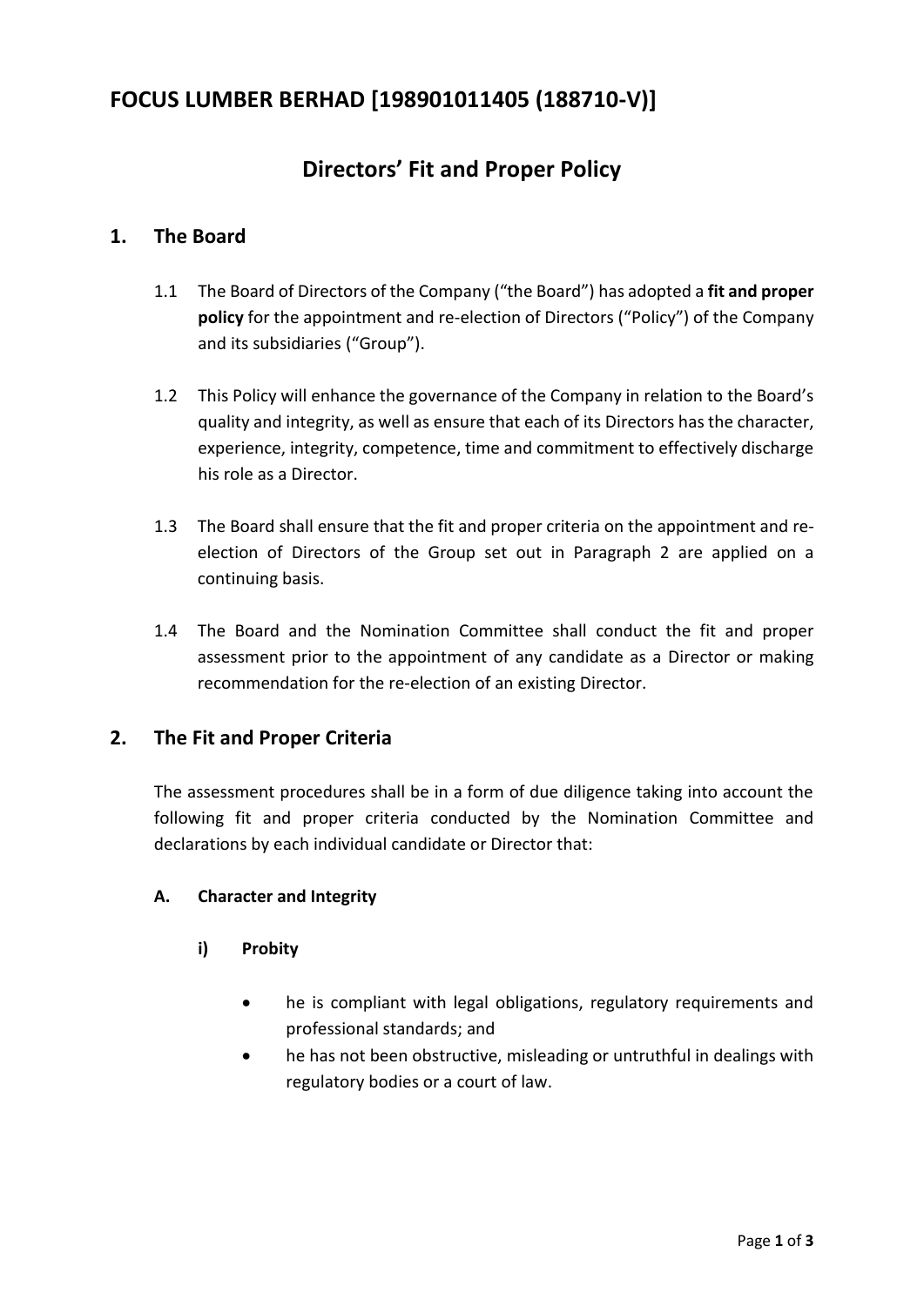# FOCUS LUMBER BERHAD [198901011405 (188710-V)]

## Directors' Fit and Proper Policy

## 1. The Board

1.1 The Board of Directors of the Company ("the Board") has adopted a **fit and proper policy** for the appointment and re-election of Directors ("Policy") of the Company and its subsidiaries ("Group").

1.2 This Policy will enhance the governance of the Company in relation to the Board's quality and integrity, as well as ensure that each of its Directors has the character, experience, integrity, competence, time and commitment to effectively discharge his role as a Director.

1.3 The Board shall ensure that the fit and proper criteria on the appointment and re-election of Directors of the Group set out in Paragraph 2 are applied on a continuing basis.

1.4 The Board and the Nomination Committee shall conduct the fit and proper assessment prior to the appointment of any candidate as a Director or making recommendation for the re-election of an existing Director.

## 2. The Fit and Proper Criteria

The assessment procedures shall be in a form of due diligence taking into account the following fit and proper criteria conducted by the Nomination Committee and declarations by each individual candidate or Director that:

### A. Character and Integrity

#### i) Probity

- he is compliant with legal obligations, regulatory requirements and professional standards; and
- he has not been obstructive, misleading or untruthful in dealings with regulatory bodies or a court of law.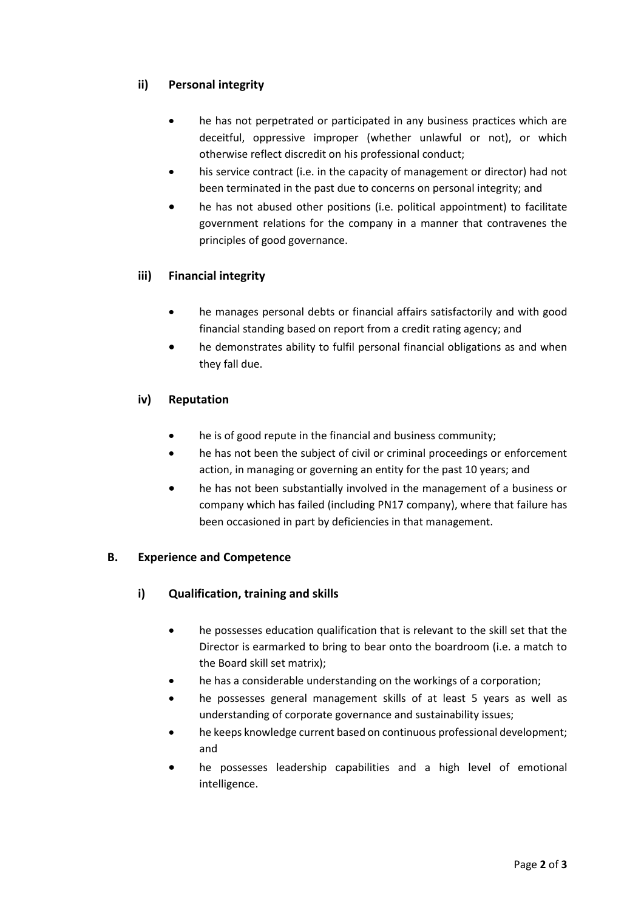### ii) Personal integrity

- he has not perpetrated or participated in any business practices which are deceitful, oppressive improper (whether unlawful or not), or which otherwise reflect discredit on his professional conduct;
- his service contract (i.e. in the capacity of management or director) had not been terminated in the past due to concerns on personal integrity; and
- he has not abused other positions (i.e. political appointment) to facilitate government relations for the company in a manner that contravenes the principles of good governance.

### iii) Financial integrity

- he manages personal debts or financial affairs satisfactorily and with good financial standing based on report from a credit rating agency; and
- he demonstrates ability to fulfil personal financial obligations as and when they fall due.

### iv) Reputation

- he is of good repute in the financial and business community;
- he has not been the subject of civil or criminal proceedings or enforcement action, in managing or governing an entity for the past 10 years; and
- he has not been substantially involved in the management of a business or company which has failed (including PN17 company), where that failure has been occasioned in part by deficiencies in that management.

## B. Experience and Competence

### i) Qualification, training and skills

- he possesses education qualification that is relevant to the skill set that the Director is earmarked to bring to bear onto the boardroom (i.e. a match to the Board skill set matrix);
- he has a considerable understanding on the workings of a corporation;
- he possesses general management skills of at least 5 years as well as understanding of corporate governance and sustainability issues;
- he keeps knowledge current based on continuous professional development; and
- he possesses leadership capabilities and a high level of emotional intelligence.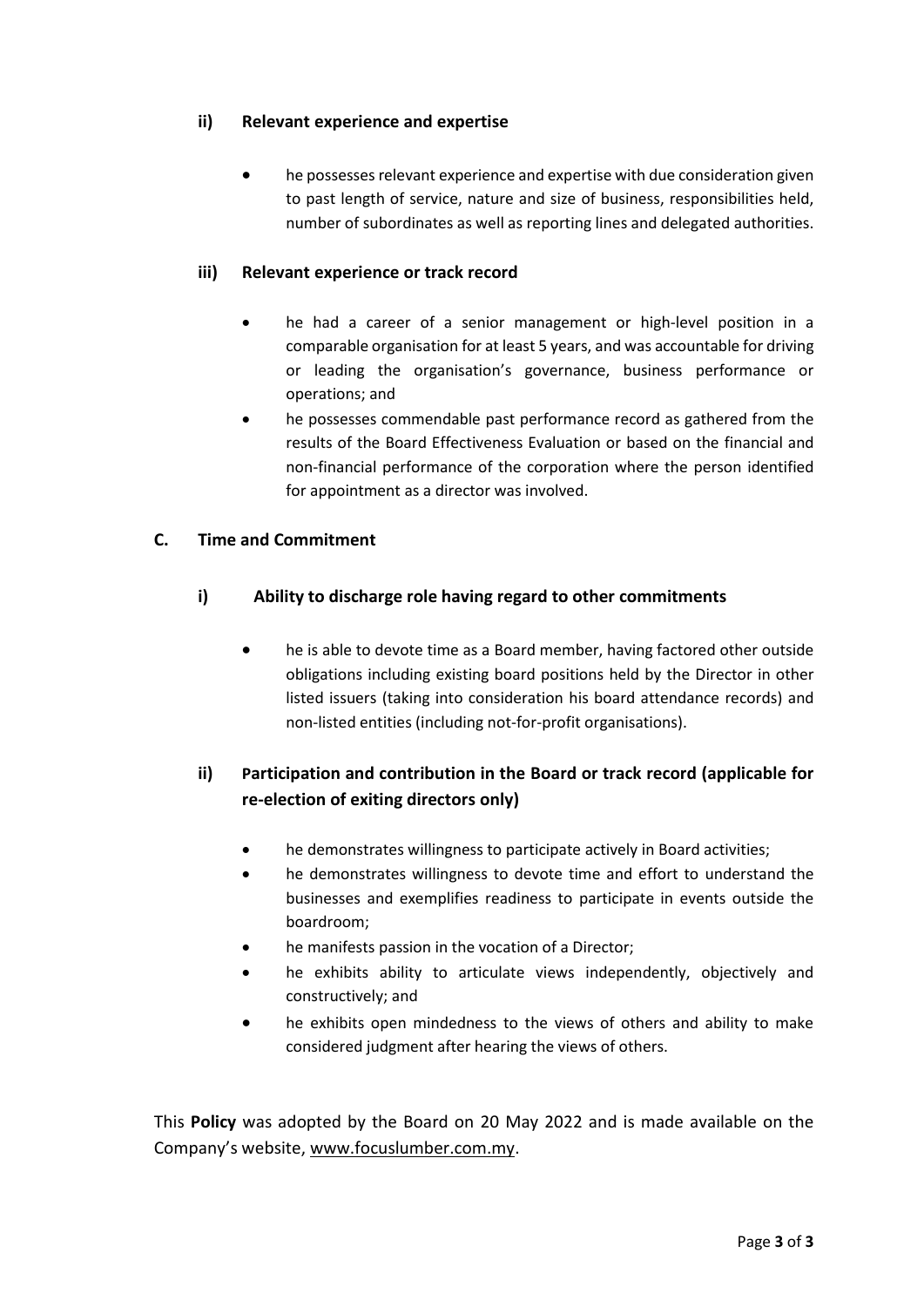**ii) Relevant experience and expertise**

- he possesses relevant experience and expertise with due consideration given to past length of service, nature and size of business, responsibilities held, number of subordinates as well as reporting lines and delegated authorities.

**iii) Relevant experience or track record**

- he had a career of a senior management or high-level position in a comparable organisation for at least 5 years, and was accountable for driving or leading the organisation's governance, business performance or operations; and
- he possesses commendable past performance record as gathered from the results of the Board Effectiveness Evaluation or based on the financial and non-financial performance of the corporation where the person identified for appointment as a director was involved.

## C. Time and Commitment

**i) Ability to discharge role having regard to other commitments**

- he is able to devote time as a Board member, having factored other outside obligations including existing board positions held by the Director in other listed issuers (taking into consideration his board attendance records) and non-listed entities (including not-for-profit organisations).

**ii) Participation and contribution in the Board or track record (applicable for re-election of exiting directors only)**

- he demonstrates willingness to participate actively in Board activities;
- he demonstrates willingness to devote time and effort to understand the businesses and exemplifies readiness to participate in events outside the boardroom;
- he manifests passion in the vocation of a Director;
- he exhibits ability to articulate views independently, objectively and constructively; and
- he exhibits open mindedness to the views of others and ability to make considered judgment after hearing the views of others.

This **Policy** was adopted by the Board on 20 May 2022 and is made available on the Company's website, www.focuslumber.com.my.